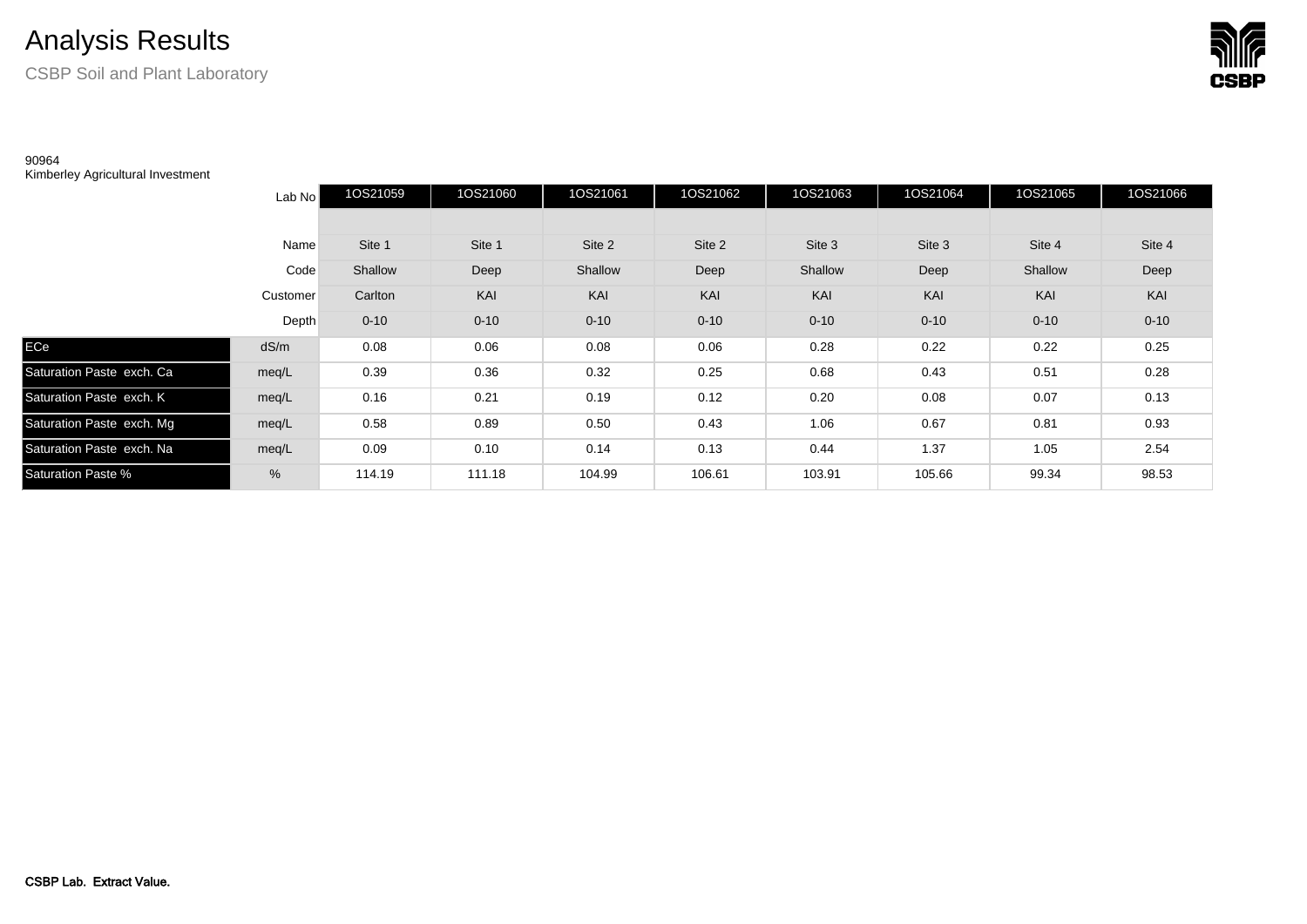# Analysis Results

CSBP Soil and Plant Laboratory

90964
Kimberley Agricultural Investment

| | Lab No | 1OS21059 | 1OS21060 | 1OS21061 | 1OS21062 | 1OS21063 | 1OS21064 | 1OS21065 | 1OS21066 |
|---|---|---|---|---|---|---|---|---|---|
| | | | | | | | | | |
| | Name | Site 1 | Site 1 | Site 2 | Site 2 | Site 3 | Site 3 | Site 4 | Site 4 |
| | Code | Shallow | Deep | Shallow | Deep | Shallow | Deep | Shallow | Deep |
| | Customer | Carlton | KAI | KAI | KAI | KAI | KAI | KAI | KAI |
| | Depth | 0-10 | 0-10 | 0-10 | 0-10 | 0-10 | 0-10 | 0-10 | 0-10 |
| ECe | dS/m | 0.08 | 0.06 | 0.08 | 0.06 | 0.28 | 0.22 | 0.22 | 0.25 |
| Saturation Paste exch. Ca | meq/L | 0.39 | 0.36 | 0.32 | 0.25 | 0.68 | 0.43 | 0.51 | 0.28 |
| Saturation Paste exch. K | meq/L | 0.16 | 0.21 | 0.19 | 0.12 | 0.20 | 0.08 | 0.07 | 0.13 |
| Saturation Paste exch. Mg | meq/L | 0.58 | 0.89 | 0.50 | 0.43 | 1.06 | 0.67 | 0.81 | 0.93 |
| Saturation Paste exch. Na | meq/L | 0.09 | 0.10 | 0.14 | 0.13 | 0.44 | 1.37 | 1.05 | 2.54 |
| Saturation Paste % | % | 114.19 | 111.18 | 104.99 | 106.61 | 103.91 | 105.66 | 99.34 | 98.53 |

**CSBP Lab. Extract Value.**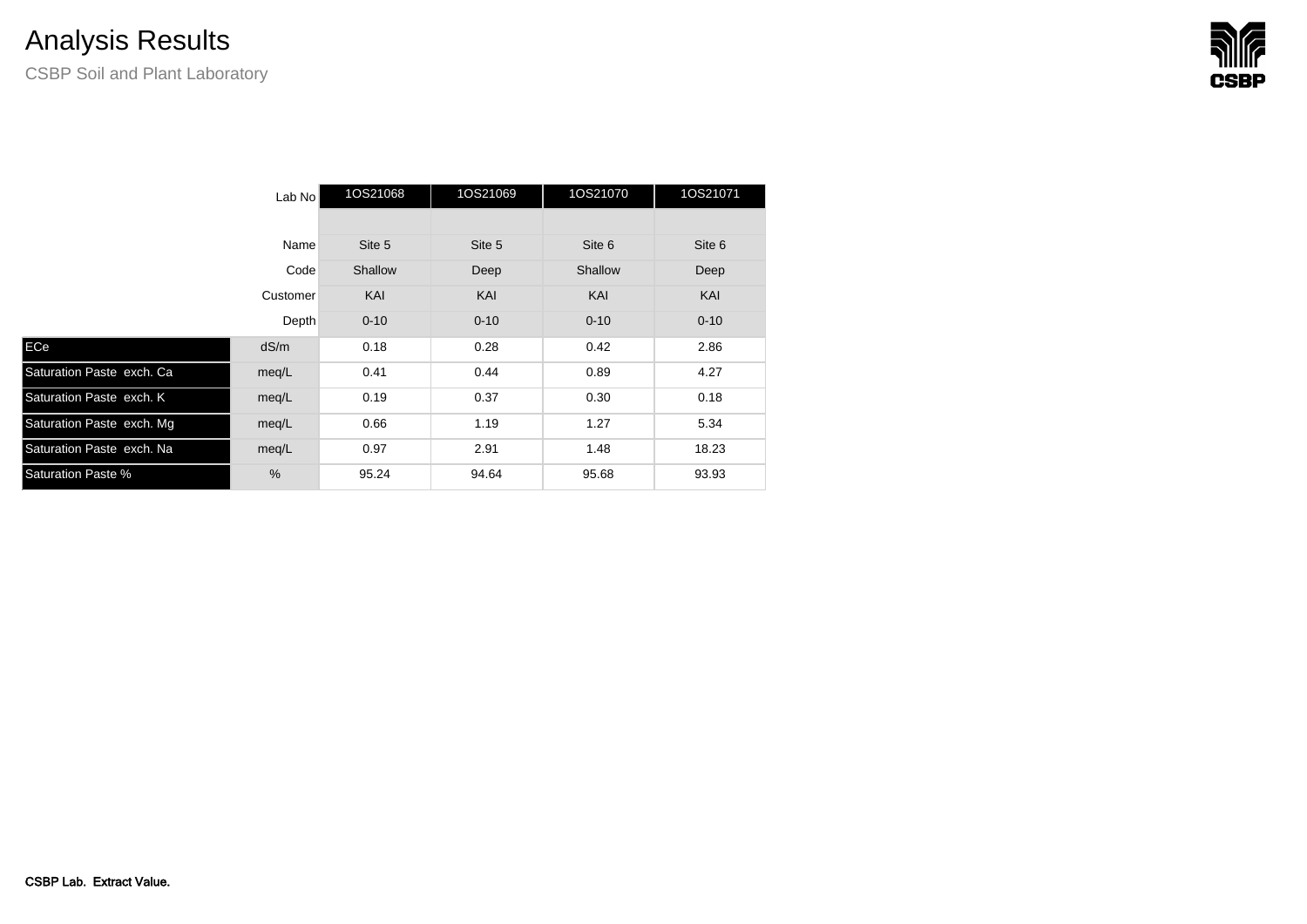# Analysis Results

CSBP Soil and Plant Laboratory

| | Lab No | 1OS21068 | 1OS21069 | 1OS21070 | 1OS21071 |
|---|---|---|---|---|---|
| | | | | | |
| | Name | Site 5 | Site 5 | Site 6 | Site 6 |
| | Code | Shallow | Deep | Shallow | Deep |
| | Customer | KAI | KAI | KAI | KAI |
| | Depth | 0-10 | 0-10 | 0-10 | 0-10 |
| ECe | dS/m | 0.18 | 0.28 | 0.42 | 2.86 |
| Saturation Paste exch. Ca | meq/L | 0.41 | 0.44 | 0.89 | 4.27 |
| Saturation Paste exch. K | meq/L | 0.19 | 0.37 | 0.30 | 0.18 |
| Saturation Paste exch. Mg | meq/L | 0.66 | 1.19 | 1.27 | 5.34 |
| Saturation Paste exch. Na | meq/L | 0.97 | 2.91 | 1.48 | 18.23 |
| Saturation Paste % | % | 95.24 | 94.64 | 95.68 | 93.93 |

CSBP Lab. Extract Value.